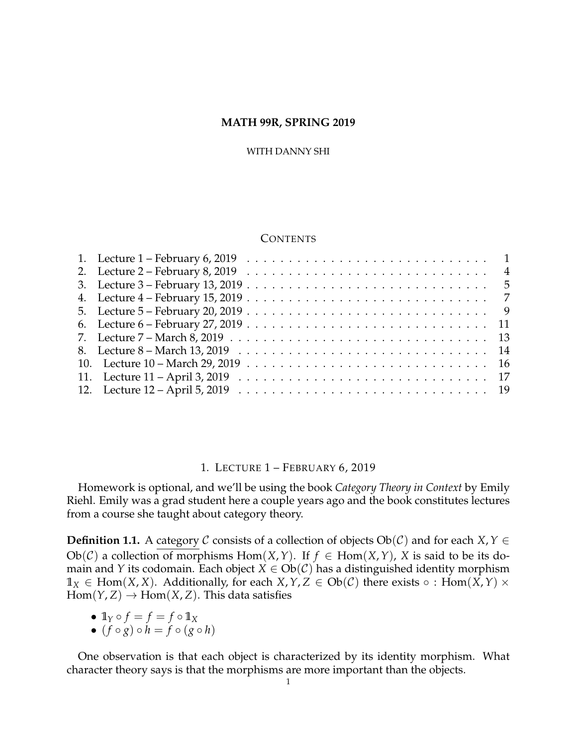# MATH 99R, SPRING 2019

WITH DANNY SHI

## CONTENTS

| | | |
|---|---|---|
| 1. | Lecture 1 – February 6, 2019 | 1 |
| 2. | Lecture 2 – February 8, 2019 | 4 |
| 3. | Lecture 3 – February 13, 2019 | 5 |
| 4. | Lecture 4 – February 15, 2019 | 7 |
| 5. | Lecture 5 – February 20, 2019 | 9 |
| 6. | Lecture 6 – February 27, 2019 | 11 |
| 7. | Lecture 7 – March 8, 2019 | 13 |
| 8. | Lecture 8 – March 13, 2019 | 14 |
| 10. | Lecture 10 – March 29, 2019 | 16 |
| 11. | Lecture 11 – April 3, 2019 | 17 |
| 12. | Lecture 12 – April 5, 2019 | 19 |

## 1. LECTURE 1 – FEBRUARY 6, 2019

Homework is optional, and we'll be using the book *Category Theory in Context* by Emily Riehl. Emily was a grad student here a couple years ago and the book constitutes lectures from a course she taught about category theory.

**Definition 1.1.** A category $\mathcal{C}$ consists of a collection of objects $\mathrm{Ob}(\mathcal{C})$ and for each $X, Y \in \mathrm{Ob}(\mathcal{C})$ a collection of morphisms $\mathrm{Hom}(X, Y)$. If $f \in \mathrm{Hom}(X, Y)$, $X$ is said to be its domain and $Y$ its codomain. Each object $X \in \mathrm{Ob}(\mathcal{C})$ has a distinguished identity morphism $\mathbb{1}_X \in \mathrm{Hom}(X, X)$. Additionally, for each $X, Y, Z \in \mathrm{Ob}(\mathcal{C})$ there exists $\circ : \mathrm{Hom}(X, Y) \times \mathrm{Hom}(Y, Z) \to \mathrm{Hom}(X, Z)$. This data satisfies

- $\mathbb{1}_Y \circ f = f = f \circ \mathbb{1}_X$
- $(f \circ g) \circ h = f \circ (g \circ h)$

One observation is that each object is characterized by its identity morphism. What character theory says is that the morphisms are more important than the objects.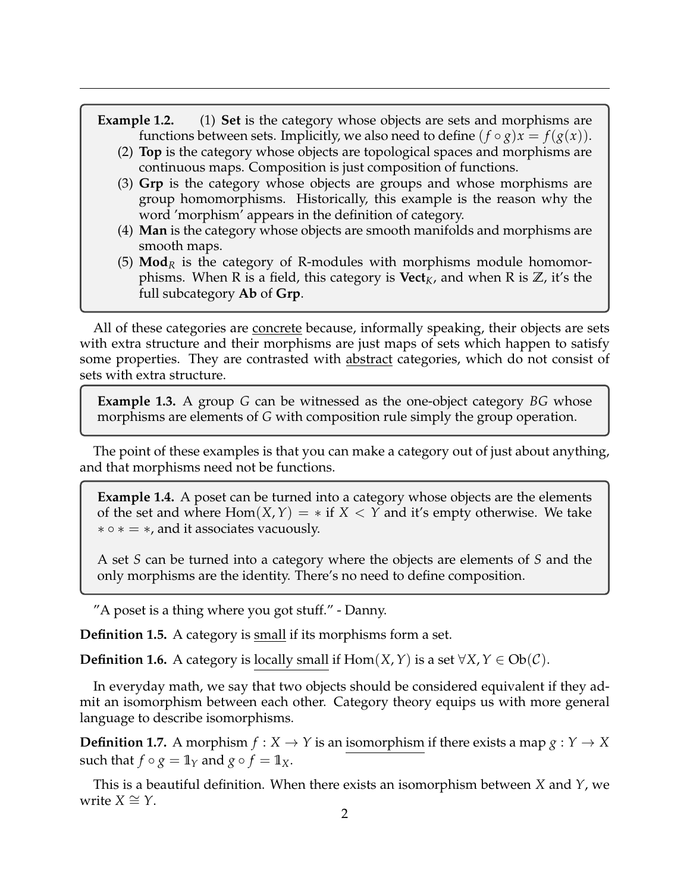**Example 1.2.** (1) **Set** is the category whose objects are sets and morphisms are functions between sets. Implicitly, we also need to define $(f \circ g)x = f(g(x))$.

(2) **Top** is the category whose objects are topological spaces and morphisms are continuous maps. Composition is just composition of functions.

(3) **Grp** is the category whose objects are groups and whose morphisms are group homomorphisms. Historically, this example is the reason why the word 'morphism' appears in the definition of category.

(4) **Man** is the category whose objects are smooth manifolds and morphisms are smooth maps.

(5) $\mathbf{Mod}_R$ is the category of R-modules with morphisms module homomorphisms. When R is a field, this category is $\mathbf{Vect}_K$, and when R is $\mathbb{Z}$, it's the full subcategory **Ab** of **Grp**.

All of these categories are concrete because, informally speaking, their objects are sets with extra structure and their morphisms are just maps of sets which happen to satisfy some properties. They are contrasted with abstract categories, which do not consist of sets with extra structure.

**Example 1.3.** A group $G$ can be witnessed as the one-object category $BG$ whose morphisms are elements of $G$ with composition rule simply the group operation.

The point of these examples is that you can make a category out of just about anything, and that morphisms need not be functions.

**Example 1.4.** A poset can be turned into a category whose objects are the elements of the set and where $\text{Hom}(X, Y) = *$ if $X < Y$ and it's empty otherwise. We take $* \circ * = *$, and it associates vacuously.

A set $S$ can be turned into a category where the objects are elements of $S$ and the only morphisms are the identity. There's no need to define composition.

"A poset is a thing where you got stuff." - Danny.

**Definition 1.5.** A category is small if its morphisms form a set.

**Definition 1.6.** A category is locally small if $\text{Hom}(X, Y)$ is a set $\forall X, Y \in \text{Ob}(\mathcal{C})$.

In everyday math, we say that two objects should be considered equivalent if they admit an isomorphism between each other. Category theory equips us with more general language to describe isomorphisms.

**Definition 1.7.** A morphism $f : X \to Y$ is an isomorphism if there exists a map $g : Y \to X$ such that $f \circ g = \mathbb{1}_Y$ and $g \circ f = \mathbb{1}_X$.

This is a beautiful definition. When there exists an isomorphism between $X$ and $Y$, we write $X \cong Y$.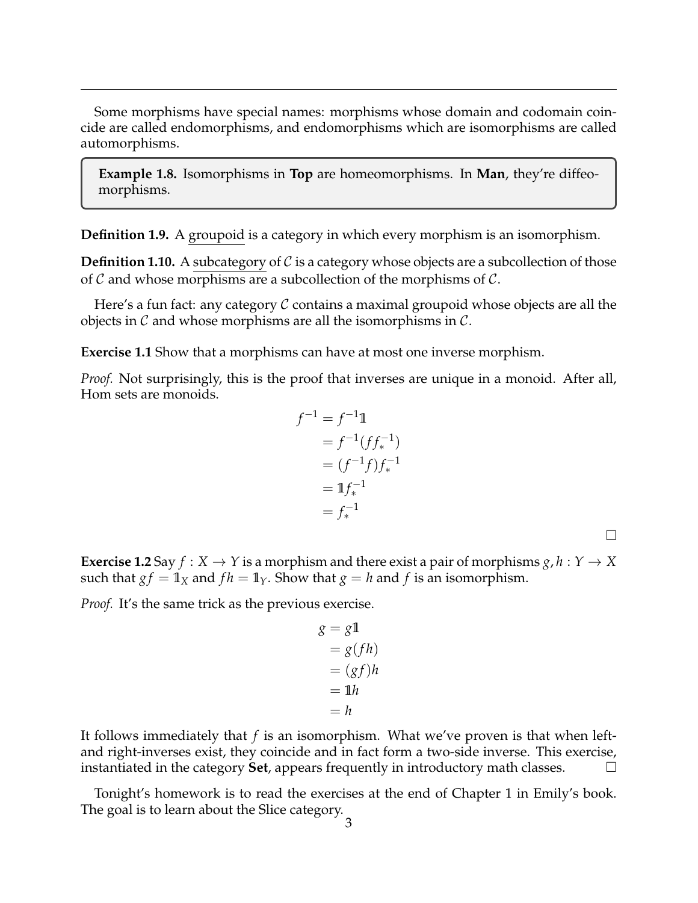Some morphisms have special names: morphisms whose domain and codomain coincide are called endomorphisms, and endomorphisms which are isomorphisms are called automorphisms.

**Example 1.8.** Isomorphisms in **Top** are homeomorphisms. In **Man**, they're diffeomorphisms.

**Definition 1.9.** A groupoid is a category in which every morphism is an isomorphism.

**Definition 1.10.** A subcategory of $\mathcal{C}$ is a category whose objects are a subcollection of those of $\mathcal{C}$ and whose morphisms are a subcollection of the morphisms of $\mathcal{C}$.

Here's a fun fact: any category $\mathcal{C}$ contains a maximal groupoid whose objects are all the objects in $\mathcal{C}$ and whose morphisms are all the isomorphisms in $\mathcal{C}$.

**Exercise 1.1** Show that a morphisms can have at most one inverse morphism.

*Proof.* Not surprisingly, this is the proof that inverses are unique in a monoid. After all, Hom sets are monoids.

$$\begin{aligned}
f^{-1} &= f^{-1}\mathbb{1} \\
&= f^{-1}(ff_*^{-1}) \\
&= (f^{-1}f)f_*^{-1} \\
&= \mathbb{1}f_*^{-1} \\
&= f_*^{-1}
\end{aligned}$$

□

**Exercise 1.2** Say $f : X \to Y$ is a morphism and there exist a pair of morphisms $g, h : Y \to X$ such that $gf = \mathbb{1}_X$ and $fh = \mathbb{1}_Y$. Show that $g = h$ and $f$ is an isomorphism.

*Proof.* It's the same trick as the previous exercise.

$$\begin{aligned}
g &= g\mathbb{1} \\
&= g(fh) \\
&= (gf)h \\
&= \mathbb{1}h \\
&= h
\end{aligned}$$

It follows immediately that $f$ is an isomorphism. What we've proven is that when left- and right-inverses exist, they coincide and in fact form a two-side inverse. This exercise, instantiated in the category **Set**, appears frequently in introductory math classes. □

Tonight's homework is to read the exercises at the end of Chapter 1 in Emily's book. The goal is to learn about the Slice category.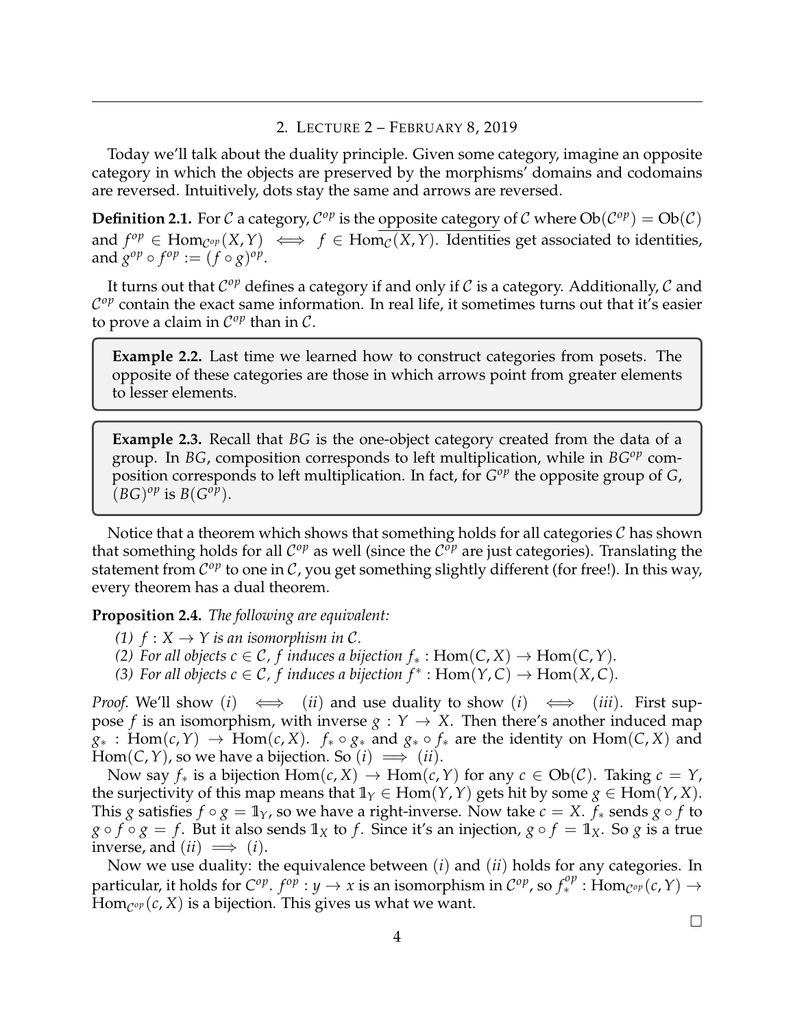## 2. Lecture 2 – February 8, 2019

Today we'll talk about the duality principle. Given some category, imagine an opposite category in which the objects are preserved by the morphisms' domains and codomains are reversed. Intuitively, dots stay the same and arrows are reversed.

**Definition 2.1.** For $\mathcal{C}$ a category, $\mathcal{C}^{op}$ is the <u>opposite category</u> of $\mathcal{C}$ where $\text{Ob}(\mathcal{C}^{op}) = \text{Ob}(\mathcal{C})$ and $f^{op} \in \text{Hom}_{\mathcal{C}^{op}}(X, Y) \iff f \in \text{Hom}_{\mathcal{C}}(X, Y)$. Identities get associated to identities, and $g^{op} \circ f^{op} := (f \circ g)^{op}$.

It turns out that $\mathcal{C}^{op}$ defines a category if and only if $\mathcal{C}$ is a category. Additionally, $\mathcal{C}$ and $\mathcal{C}^{op}$ contain the exact same information. In real life, it sometimes turns out that it's easier to prove a claim in $\mathcal{C}^{op}$ than in $\mathcal{C}$.

**Example 2.2.** Last time we learned how to construct categories from posets. The opposite of these categories are those in which arrows point from greater elements to lesser elements.

**Example 2.3.** Recall that $BG$ is the one-object category created from the data of a group. In $BG$, composition corresponds to left multiplication, while in $BG^{op}$ composition corresponds to left multiplication. In fact, for $G^{op}$ the opposite group of $G$, $(BG)^{op}$ is $B(G^{op})$.

Notice that a theorem which shows that something holds for all categories $\mathcal{C}$ has shown that something holds for all $\mathcal{C}^{op}$ as well (since the $\mathcal{C}^{op}$ are just categories). Translating the statement from $\mathcal{C}^{op}$ to one in $\mathcal{C}$, you get something slightly different (for free!). In this way, every theorem has a dual theorem.

**Proposition 2.4.** *The following are equivalent:*

*(1) $f : X \to Y$ is an isomorphism in $\mathcal{C}$.*
*(2) For all objects $c \in \mathcal{C}$, $f$ induces a bijection $f_* : \text{Hom}(C, X) \to \text{Hom}(C, Y)$.*
*(3) For all objects $c \in \mathcal{C}$, $f$ induces a bijection $f^* : \text{Hom}(Y, C) \to \text{Hom}(X, C)$.*

*Proof.* We'll show $(i) \iff (ii)$ and use duality to show $(i) \iff (iii)$. First suppose $f$ is an isomorphism, with inverse $g : Y \to X$. Then there's another induced map $g_* : \text{Hom}(c, Y) \to \text{Hom}(c, X)$. $f_* \circ g_*$ and $g_* \circ f_*$ are the identity on $\text{Hom}(C, X)$ and $\text{Hom}(C, Y)$, so we have a bijection. So $(i) \implies (ii)$.

Now say $f_*$ is a bijection $\text{Hom}(c, X) \to \text{Hom}(c, Y)$ for any $c \in \text{Ob}(\mathcal{C})$. Taking $c = Y$, the surjectivity of this map means that $\mathbb{1}_Y \in \text{Hom}(Y, Y)$ gets hit by some $g \in \text{Hom}(Y, X)$. This $g$ satisfies $f \circ g = \mathbb{1}_Y$, so we have a right-inverse. Now take $c = X$. $f_*$ sends $g \circ f$ to $g \circ f \circ g = f$. But it also sends $\mathbb{1}_X$ to $f$. Since it's an injection, $g \circ f = \mathbb{1}_X$. So $g$ is a true inverse, and $(ii) \implies (i)$.

Now we use duality: the equivalence between $(i)$ and $(ii)$ holds for any categories. In particular, it holds for $C^{op}$. $f^{op} : y \to x$ is an isomorphism in $\mathcal{C}^{op}$, so $f_*^{op} : \text{Hom}_{\mathcal{C}^{op}}(c, Y) \to \text{Hom}_{\mathcal{C}^{op}}(c, X)$ is a bijection. This gives us what we want. $\square$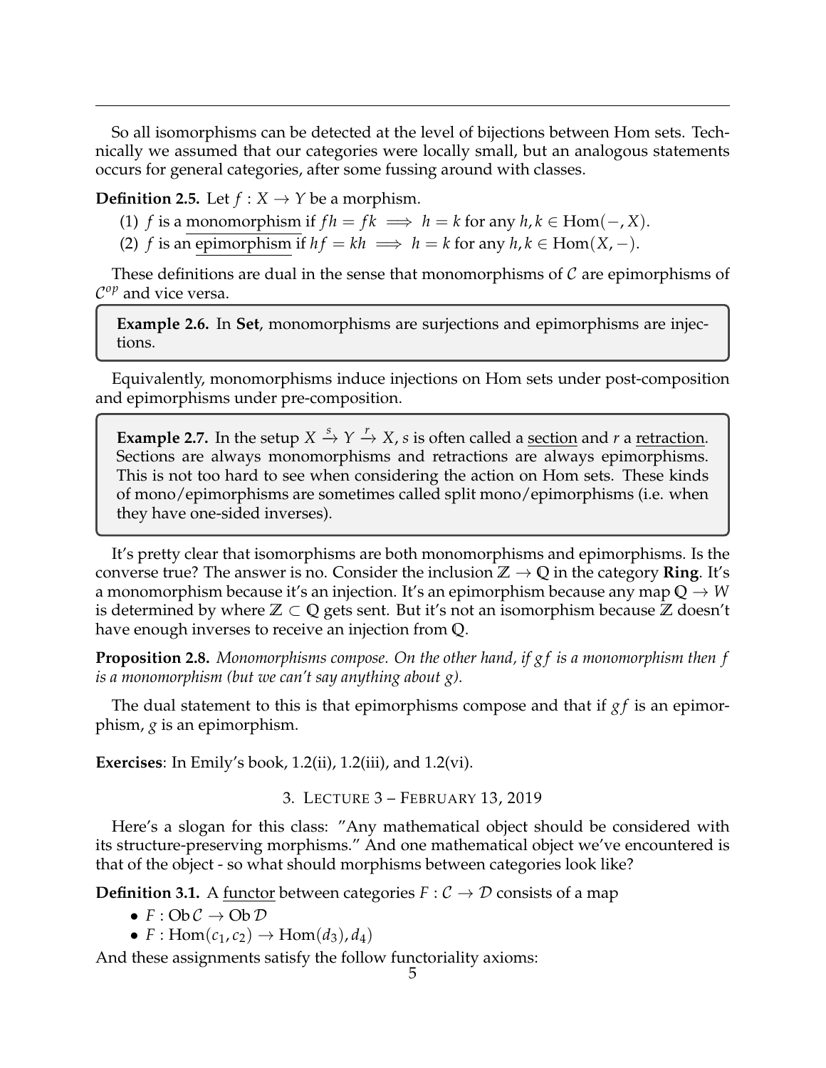So all isomorphisms can be detected at the level of bijections between Hom sets. Technically we assumed that our categories were locally small, but an analogous statements occurs for general categories, after some fussing around with classes.

**Definition 2.5.** Let $f : X \to Y$ be a morphism.

(1) $f$ is a monomorphism if $fh = fk \implies h = k$ for any $h, k \in \mathrm{Hom}(-, X)$.
(2) $f$ is an epimorphism if $hf = kh \implies h = k$ for any $h, k \in \mathrm{Hom}(X, -)$.

These definitions are dual in the sense that monomorphisms of $\mathcal{C}$ are epimorphisms of $\mathcal{C}^{op}$ and vice versa.

**Example 2.6.** In **Set**, monomorphisms are surjections and epimorphisms are injections.

Equivalently, monomorphisms induce injections on Hom sets under post-composition and epimorphisms under pre-composition.

**Example 2.7.** In the setup $X \xrightarrow{s} Y \xrightarrow{r} X$, $s$ is often called a section and $r$ a retraction. Sections are always monomorphisms and retractions are always epimorphisms. This is not too hard to see when considering the action on Hom sets. These kinds of mono/epimorphisms are sometimes called split mono/epimorphisms (i.e. when they have one-sided inverses).

It's pretty clear that isomorphisms are both monomorphisms and epimorphisms. Is the converse true? The answer is no. Consider the inclusion $\mathbb{Z} \to \mathbb{Q}$ in the category **Ring**. It's a monomorphism because it's an injection. It's an epimorphism because any map $\mathbb{Q} \to W$ is determined by where $\mathbb{Z} \subset \mathbb{Q}$ gets sent. But it's not an isomorphism because $\mathbb{Z}$ doesn't have enough inverses to receive an injection from $\mathbb{Q}$.

**Proposition 2.8.** *Monomorphisms compose. On the other hand, if $gf$ is a monomorphism then $f$ is a monomorphism (but we can't say anything about $g$).*

The dual statement to this is that epimorphisms compose and that if $gf$ is an epimorphism, $g$ is an epimorphism.

**Exercises**: In Emily's book, 1.2(ii), 1.2(iii), and 1.2(vi).

## 3. Lecture 3 – February 13, 2019

Here's a slogan for this class: "Any mathematical object should be considered with its structure-preserving morphisms." And one mathematical object we've encountered is that of the object - so what should morphisms between categories look like?

**Definition 3.1.** A functor between categories $F : \mathcal{C} \to \mathcal{D}$ consists of a map

- $F : \mathrm{Ob}\,\mathcal{C} \to \mathrm{Ob}\,\mathcal{D}$
- $F : \mathrm{Hom}(c_1, c_2) \to \mathrm{Hom}(d_3), d_4)$

And these assignments satisfy the follow functoriality axioms: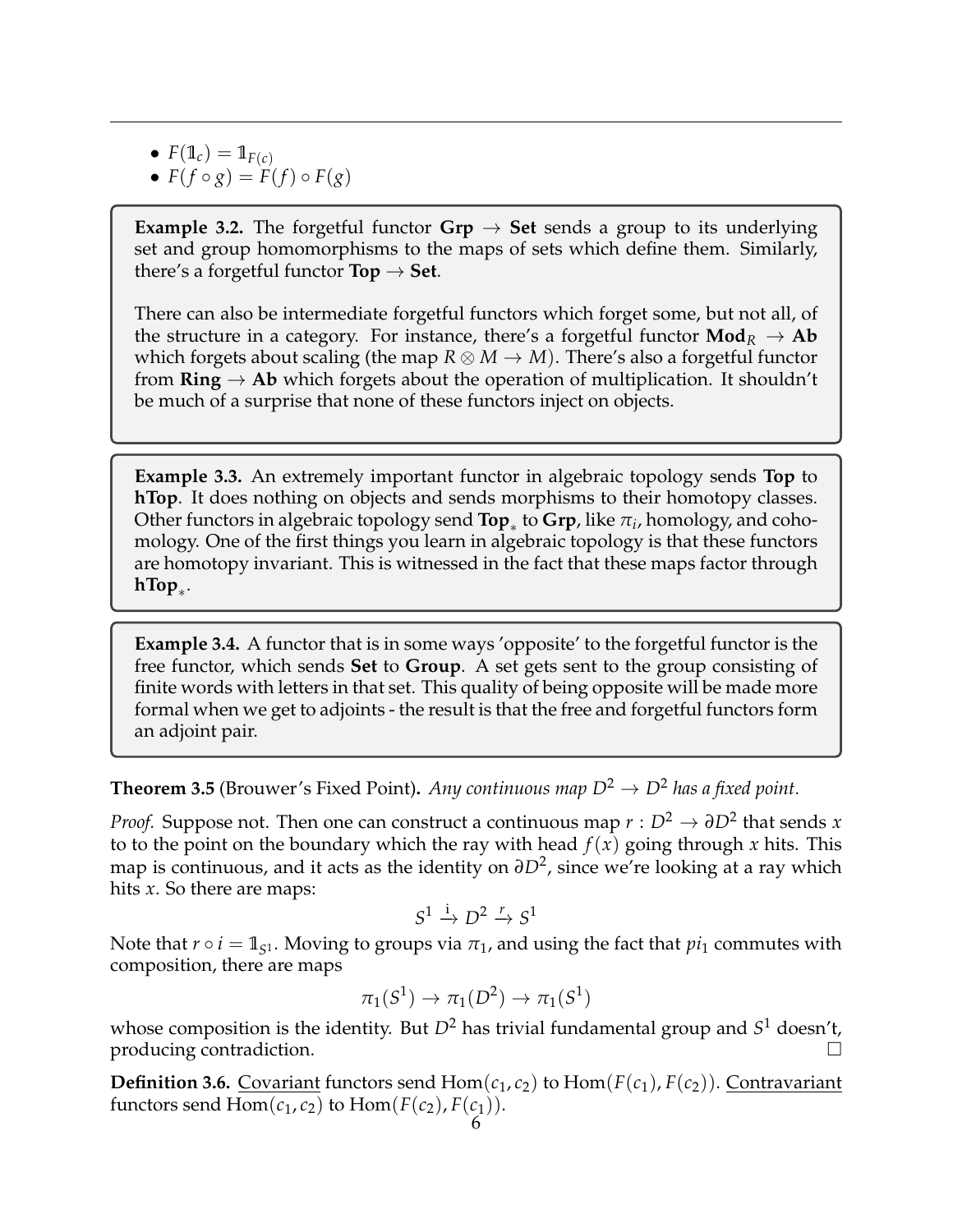- $F(\mathbb{1}_c) = \mathbb{1}_{F(c)}$
- $F(f \circ g) = F(f) \circ F(g)$

**Example 3.2.** The forgetful functor **Grp** $\to$ **Set** sends a group to its underlying set and group homomorphisms to the maps of sets which define them. Similarly, there's a forgetful functor **Top** $\to$ **Set**.

There can also be intermediate forgetful functors which forget some, but not all, of the structure in a category. For instance, there's a forgetful functor $\mathbf{Mod}_R \to$ **Ab** which forgets about scaling (the map $R \otimes M \to M$). There's also a forgetful functor from **Ring** $\to$ **Ab** which forgets about the operation of multiplication. It shouldn't be much of a surprise that none of these functors inject on objects.

**Example 3.3.** An extremely important functor in algebraic topology sends **Top** to **hTop**. It does nothing on objects and sends morphisms to their homotopy classes. Other functors in algebraic topology send $\mathbf{Top}_*$ to **Grp**, like $\pi_i$, homology, and cohomology. One of the first things you learn in algebraic topology is that these functors are homotopy invariant. This is witnessed in the fact that these maps factor through $\mathbf{hTop}_*$.

**Example 3.4.** A functor that is in some ways 'opposite' to the forgetful functor is the free functor, which sends **Set** to **Group**. A set gets sent to the group consisting of finite words with letters in that set. This quality of being opposite will be made more formal when we get to adjoints - the result is that the free and forgetful functors form an adjoint pair.

**Theorem 3.5** (Brouwer's Fixed Point)**.** *Any continuous map $D^2 \to D^2$ has a fixed point.*

*Proof.* Suppose not. Then one can construct a continuous map $r : D^2 \to \partial D^2$ that sends $x$ to to the point on the boundary which the ray with head $f(x)$ going through $x$ hits. This map is continuous, and it acts as the identity on $\partial D^2$, since we're looking at a ray which hits $x$. So there are maps:

$$S^1 \xrightarrow{i} D^2 \xrightarrow{r} S^1$$

Note that $r \circ i = \mathbb{1}_{S^1}$. Moving to groups via $\pi_1$, and using the fact that $pi_1$ commutes with composition, there are maps

$$\pi_1(S^1) \to \pi_1(D^2) \to \pi_1(S^1)$$

whose composition is the identity. But $D^2$ has trivial fundamental group and $S^1$ doesn't, producing contradiction. $\square$

**Definition 3.6.** Covariant functors send $\mathrm{Hom}(c_1, c_2)$ to $\mathrm{Hom}(F(c_1), F(c_2))$. Contravariant functors send $\mathrm{Hom}(c_1, c_2)$ to $\mathrm{Hom}(F(c_2), F(c_1))$.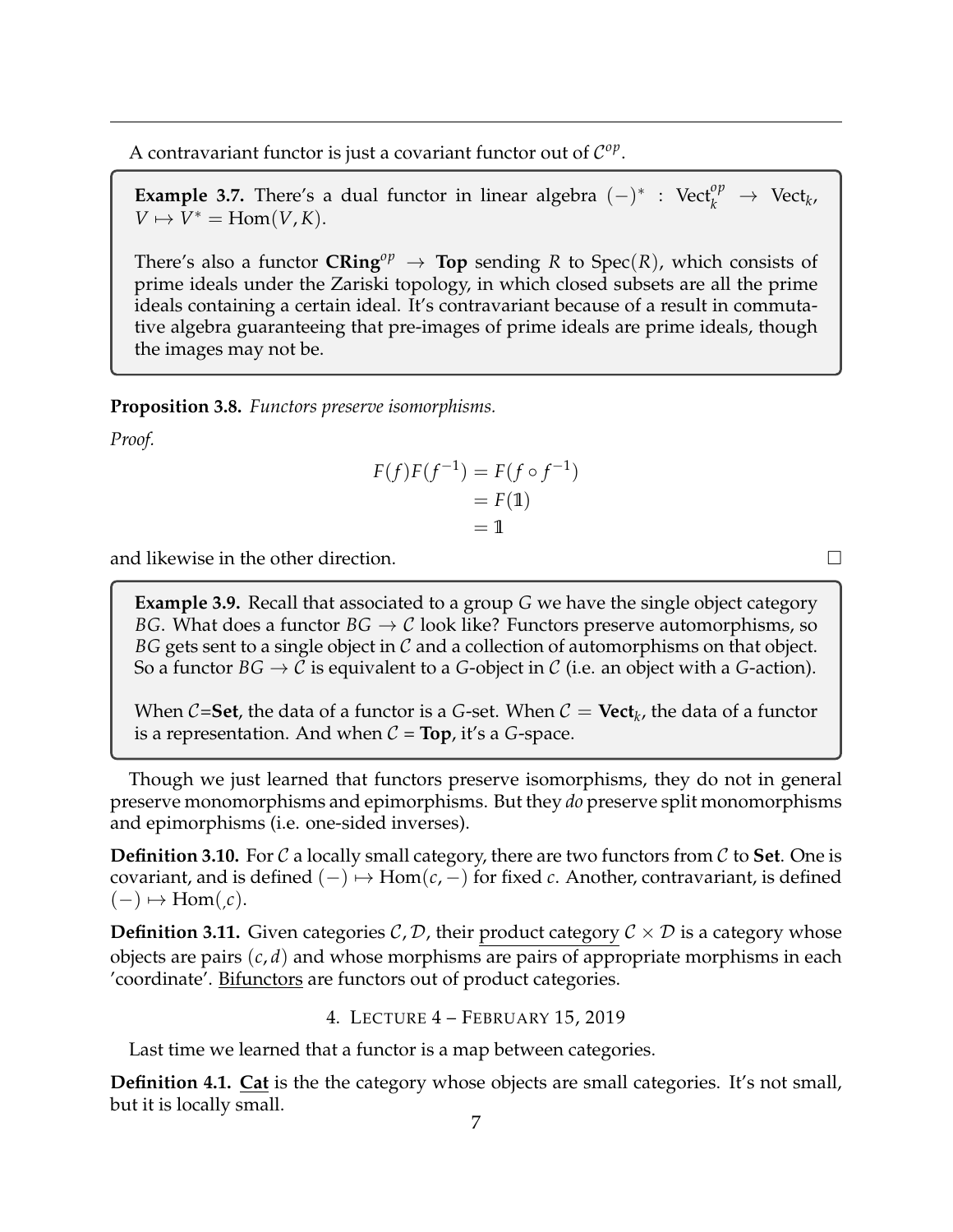A contravariant functor is just a covariant functor out of $\mathcal{C}^{op}$.

> **Example 3.7.** There's a dual functor in linear algebra $(-)^* : \text{Vect}_k^{op} \to \text{Vect}_k$, $V \mapsto V^* = \text{Hom}(V, K)$.
>
> There's also a functor $\mathbf{CRing}^{op} \to \mathbf{Top}$ sending $R$ to $\text{Spec}(R)$, which consists of prime ideals under the Zariski topology, in which closed subsets are all the prime ideals containing a certain ideal. It's contravariant because of a result in commutative algebra guaranteeing that pre-images of prime ideals are prime ideals, though the images may not be.

**Proposition 3.8.** *Functors preserve isomorphisms.*

*Proof.*

$$\begin{aligned} F(f)F(f^{-1}) &= F(f \circ f^{-1}) \\ &= F(\mathbb{1}) \\ &= \mathbb{1} \end{aligned}$$

and likewise in the other direction. $\square$

> **Example 3.9.** Recall that associated to a group $G$ we have the single object category $BG$. What does a functor $BG \to \mathcal{C}$ look like? Functors preserve automorphisms, so $BG$ gets sent to a single object in $\mathcal{C}$ and a collection of automorphisms on that object. So a functor $BG \to \mathcal{C}$ is equivalent to a $G$-object in $\mathcal{C}$ (i.e. an object with a $G$-action).
>
> When $\mathcal{C}$=**Set**, the data of a functor is a $G$-set. When $\mathcal{C} = \mathbf{Vect}_k$, the data of a functor is a representation. And when $\mathcal{C}$ = **Top**, it's a $G$-space.

Though we just learned that functors preserve isomorphisms, they do not in general preserve monomorphisms and epimorphisms. But they *do* preserve split monomorphisms and epimorphisms (i.e. one-sided inverses).

**Definition 3.10.** For $\mathcal{C}$ a locally small category, there are two functors from $\mathcal{C}$ to **Set**. One is covariant, and is defined $(-) \mapsto \text{Hom}(c, -)$ for fixed $c$. Another, contravariant, is defined $(-) \mapsto \text{Hom}(,c)$.

**Definition 3.11.** Given categories $\mathcal{C}, \mathcal{D}$, their <u>product category</u> $\mathcal{C} \times \mathcal{D}$ is a category whose objects are pairs $(c, d)$ and whose morphisms are pairs of appropriate morphisms in each 'coordinate'. <u>Bifunctors</u> are functors out of product categories.

## 4. Lecture 4 – February 15, 2019

Last time we learned that a functor is a map between categories.

**Definition 4.1.** <u>**Cat**</u> is the the category whose objects are small categories. It's not small, but it is locally small.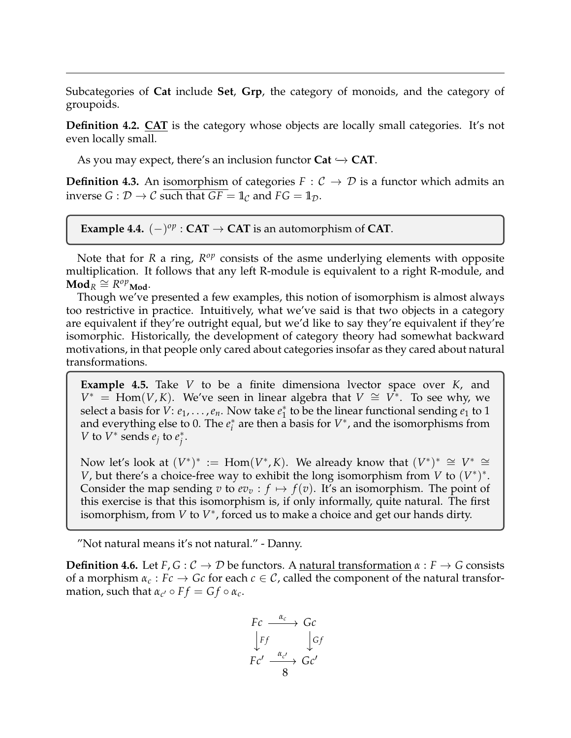Subcategories of **Cat** include **Set**, **Grp**, the category of monoids, and the category of groupoids.

**Definition 4.2.** <u>**CAT**</u> is the category whose objects are locally small categories. It's not even locally small.

As you may expect, there's an inclusion functor $\mathbf{Cat} \hookrightarrow \mathbf{CAT}$.

**Definition 4.3.** An <u>isomorphism</u> of categories $F : \mathcal{C} \to \mathcal{D}$ is a functor which admits an inverse $G : \mathcal{D} \to \mathcal{C}$ such that $GF = \mathbb{1}_{\mathcal{C}}$ and $FG = \mathbb{1}_{\mathcal{D}}$.

> **Example 4.4.** $(-)^{op} : \mathbf{CAT} \to \mathbf{CAT}$ is an automorphism of **CAT**.

Note that for $R$ a ring, $R^{op}$ consists of the asme underlying elements with opposite multiplication. It follows that any left R-module is equivalent to a right R-module, and $\mathbf{Mod}_R \cong {R^{op}}_{\mathbf{Mod}}$.

Though we've presented a few examples, this notion of isomorphism is almost always too restrictive in practice. Intuitively, what we've said is that two objects in a category are equivalent if they're outright equal, but we'd like to say they're equivalent if they're isomorphic. Historically, the development of category theory had somewhat backward motivations, in that people only cared about categories insofar as they cared about natural transformations.

> **Example 4.5.** Take $V$ to be a finite dimensiona lvector space over $K$, and $V^* = \text{Hom}(V, K)$. We've seen in linear algebra that $V \cong V^*$. To see why, we select a basis for $V$: $e_1, \ldots, e_n$. Now take $e_1^*$ to be the linear functional sending $e_1$ to 1 and everything else to 0. The $e_i^*$ are then a basis for $V^*$, and the isomorphisms from $V$ to $V^*$ sends $e_j$ to $e_j^*$.
>
> Now let's look at $(V^*)^* := \text{Hom}(V^*, K)$. We already know that $(V^*)^* \cong V^* \cong V$, but there's a choice-free way to exhibit the long isomorphism from $V$ to $(V^*)^*$. Consider the map sending $v$ to $ev_v : f \mapsto f(v)$. It's an isomorphism. The point of this exercise is that this isomorphism is, if only informally, quite natural. The first isomorphism, from $V$ to $V^*$, forced us to make a choice and get our hands dirty.

"Not natural means it's not natural." - Danny.

**Definition 4.6.** Let $F, G : \mathcal{C} \to \mathcal{D}$ be functors. A <u>natural transformation</u> $\alpha : F \to G$ consists of a morphism $\alpha_c : Fc \to Gc$ for each $c \in \mathcal{C}$, called the component of the natural transformation, such that $\alpha_{c'} \circ Ff = Gf \circ \alpha_c$.

$$\begin{array}{ccc} Fc & \xrightarrow{\alpha_c} & Gc \\ \downarrow{\scriptstyle Ff} & & \downarrow{\scriptstyle Gf} \\ Fc' & \xrightarrow{\alpha_{c'}} & Gc' \end{array}$$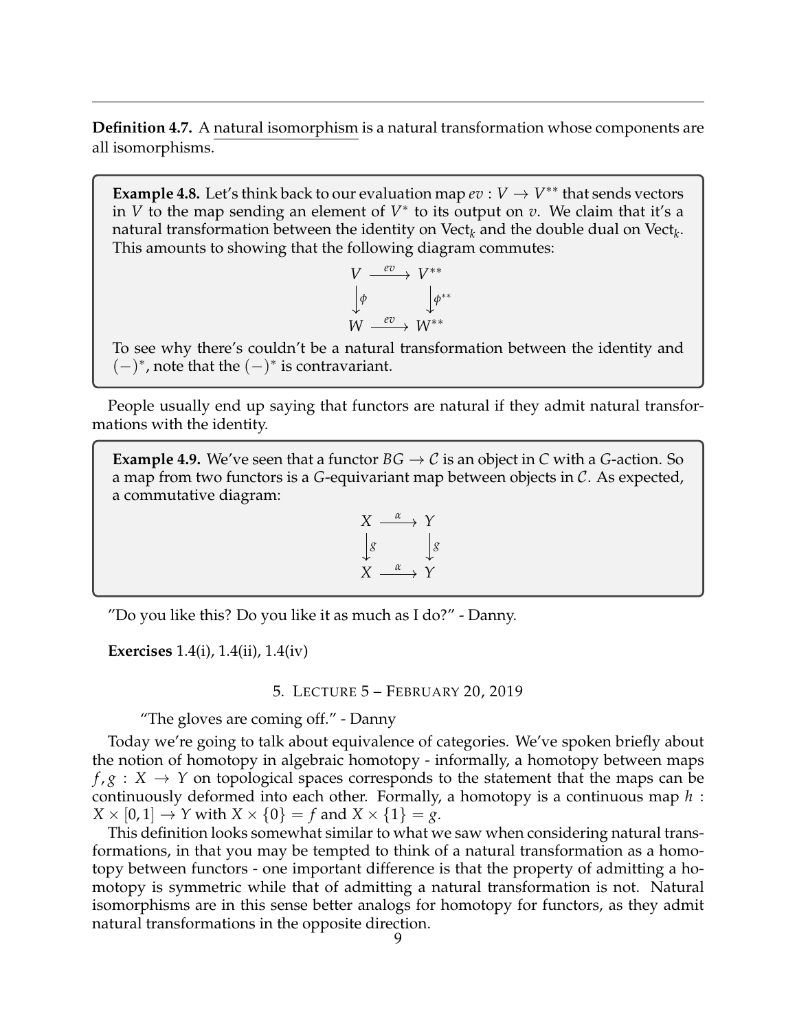**Definition 4.7.** A natural isomorphism is a natural transformation whose components are all isomorphisms.

**Example 4.8.** Let's think back to our evaluation map $ev : V \to V^{**}$ that sends vectors in $V$ to the map sending an element of $V^*$ to its output on $v$. We claim that it's a natural transformation between the identity on $\text{Vect}_k$ and the double dual on $\text{Vect}_k$. This amounts to showing that the following diagram commutes:

$$\begin{array}{ccc} V & \xrightarrow{ev} & V^{**} \\ \downarrow{\phi} & & \downarrow{\phi^{**}} \\ W & \xrightarrow{ev} & W^{**} \end{array}$$

To see why there's couldn't be a natural transformation between the identity and $(-)^*$, note that the $(-)^*$ is contravariant.

People usually end up saying that functors are natural if they admit natural transformations with the identity.

**Example 4.9.** We've seen that a functor $BG \to \mathcal{C}$ is an object in $C$ with a $G$-action. So a map from two functors is a $G$-equivariant map between objects in $\mathcal{C}$. As expected, a commutative diagram:

$$\begin{array}{ccc} X & \xrightarrow{\alpha} & Y \\ \downarrow{g} & & \downarrow{g} \\ X & \xrightarrow{\alpha} & Y \end{array}$$

"Do you like this? Do you like it as much as I do?" - Danny.

**Exercises** 1.4(i), 1.4(ii), 1.4(iv)

## 5. Lecture 5 – February 20, 2019

"The gloves are coming off." - Danny

Today we're going to talk about equivalence of categories. We've spoken briefly about the notion of homotopy in algebraic homotopy - informally, a homotopy between maps $f, g : X \to Y$ on topological spaces corresponds to the statement that the maps can be continuously deformed into each other. Formally, a homotopy is a continuous map $h : X \times [0, 1] \to Y$ with $X \times \{0\} = f$ and $X \times \{1\} = g$.

This definition looks somewhat similar to what we saw when considering natural transformations, in that you may be tempted to think of a natural transformation as a homotopy between functors - one important difference is that the property of admitting a homotopy is symmetric while that of admitting a natural transformation is not. Natural isomorphisms are in this sense better analogs for homotopy for functors, as they admit natural transformations in the opposite direction.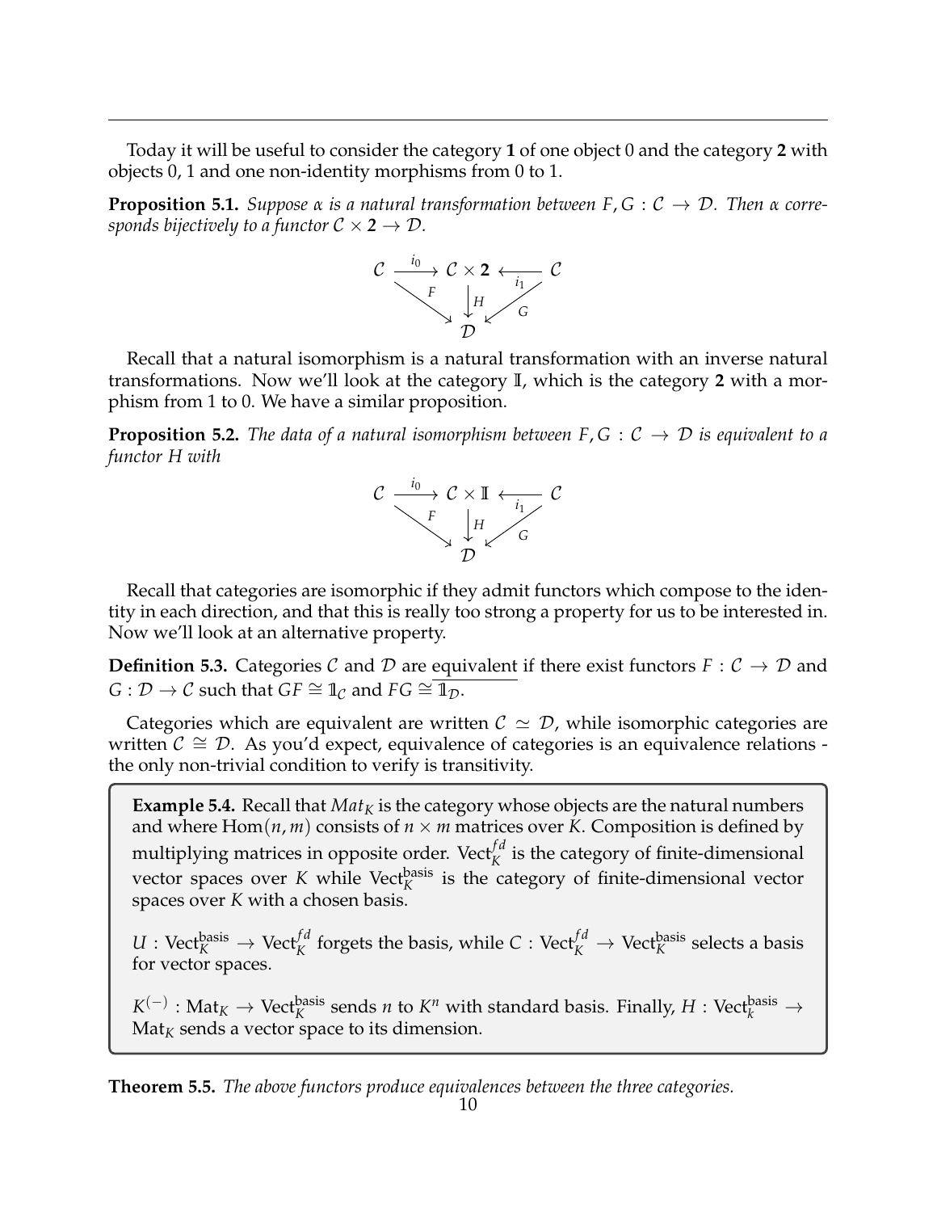Today it will be useful to consider the category **1** of one object 0 and the category **2** with objects 0, 1 and one non-identity morphisms from 0 to 1.

**Proposition 5.1.** *Suppose $\alpha$ is a natural transformation between $F, G : \mathcal{C} \to \mathcal{D}$. Then $\alpha$ corresponds bijectively to a functor $\mathcal{C} \times \mathbf{2} \to \mathcal{D}$.*

$$\begin{array}{ccccc} \mathcal{C} & \xrightarrow{i_0} & \mathcal{C} \times \mathbf{2} & \xleftarrow{i_1} & \mathcal{C} \\ & {\scriptstyle F}\searrow & \downarrow{\scriptstyle H} & \swarrow{\scriptstyle G} & \\ & & \mathcal{D} & & \end{array}$$

Recall that a natural isomorphism is a natural transformation with an inverse natural transformations. Now we'll look at the category $\mathbb{I}$, which is the category **2** with a morphism from 1 to 0. We have a similar proposition.

**Proposition 5.2.** *The data of a natural isomorphism between $F, G : \mathcal{C} \to \mathcal{D}$ is equivalent to a functor $H$ with*

$$\begin{array}{ccccc} \mathcal{C} & \xrightarrow{i_0} & \mathcal{C} \times \mathbb{I} & \xleftarrow{i_1} & \mathcal{C} \\ & {\scriptstyle F}\searrow & \downarrow{\scriptstyle H} & \swarrow{\scriptstyle G} & \\ & & \mathcal{D} & & \end{array}$$

Recall that categories are isomorphic if they admit functors which compose to the identity in each direction, and that this is really too strong a property for us to be interested in. Now we'll look at an alternative property.

**Definition 5.3.** Categories $\mathcal{C}$ and $\mathcal{D}$ are equivalent if there exist functors $F : \mathcal{C} \to \mathcal{D}$ and $G : \mathcal{D} \to \mathcal{C}$ such that $GF \cong \mathbb{1}_{\mathcal{C}}$ and $FG \cong \mathbb{1}_{\mathcal{D}}$.

Categories which are equivalent are written $\mathcal{C} \simeq \mathcal{D}$, while isomorphic categories are written $\mathcal{C} \cong \mathcal{D}$. As you'd expect, equivalence of categories is an equivalence relations - the only non-trivial condition to verify is transitivity.

**Example 5.4.** Recall that $Mat_K$ is the category whose objects are the natural numbers and where $\mathrm{Hom}(n, m)$ consists of $n \times m$ matrices over $K$. Composition is defined by multiplying matrices in opposite order. $\mathrm{Vect}_K^{fd}$ is the category of finite-dimensional vector spaces over $K$ while $\mathrm{Vect}_K^{\mathrm{basis}}$ is the category of finite-dimensional vector spaces over $K$ with a chosen basis.

$U : \mathrm{Vect}_K^{\mathrm{basis}} \to \mathrm{Vect}_K^{fd}$ forgets the basis, while $C : \mathrm{Vect}_K^{fd} \to \mathrm{Vect}_K^{\mathrm{basis}}$ selects a basis for vector spaces.

$K^{(-)} : \mathrm{Mat}_K \to \mathrm{Vect}_K^{\mathrm{basis}}$ sends $n$ to $K^n$ with standard basis. Finally, $H : \mathrm{Vect}_k^{\mathrm{basis}} \to \mathrm{Mat}_K$ sends a vector space to its dimension.

**Theorem 5.5.** *The above functors produce equivalences between the three categories.*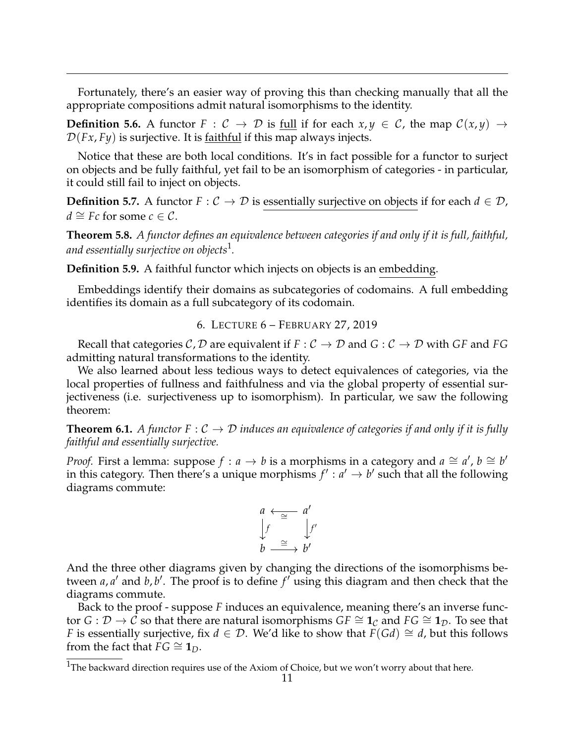Fortunately, there's an easier way of proving this than checking manually that all the appropriate compositions admit natural isomorphisms to the identity.

**Definition 5.6.** A functor $F : \mathcal{C} \to \mathcal{D}$ is full if for each $x, y \in \mathcal{C}$, the map $\mathcal{C}(x, y) \to \mathcal{D}(Fx, Fy)$ is surjective. It is faithful if this map always injects.

Notice that these are both local conditions. It's in fact possible for a functor to surject on objects and be fully faithful, yet fail to be an isomorphism of categories - in particular, it could still fail to inject on objects.

**Definition 5.7.** A functor $F : \mathcal{C} \to \mathcal{D}$ is essentially surjective on objects if for each $d \in \mathcal{D}$, $d \cong Fc$ for some $c \in \mathcal{C}$.

**Theorem 5.8.** *A functor defines an equivalence between categories if and only if it is full, faithful, and essentially surjective on objects*[1].

**Definition 5.9.** A faithful functor which injects on objects is an embedding.

Embeddings identify their domains as subcategories of codomains. A full embedding identifies its domain as a full subcategory of its codomain.

## 6. Lecture 6 – February 27, 2019

Recall that categories $\mathcal{C}, \mathcal{D}$ are equivalent if $F : \mathcal{C} \to \mathcal{D}$ and $G : \mathcal{C} \to \mathcal{D}$ with $GF$ and $FG$ admitting natural transformations to the identity.

We also learned about less tedious ways to detect equivalences of categories, via the local properties of fullness and faithfulness and via the global property of essential surjectiveness (i.e. surjectiveness up to isomorphism). In particular, we saw the following theorem:

**Theorem 6.1.** *A functor $F : \mathcal{C} \to \mathcal{D}$ induces an equivalence of categories if and only if it is fully faithful and essentially surjective.*

*Proof.* First a lemma: suppose $f : a \to b$ is a morphisms in a category and $a \cong a'$, $b \cong b'$ in this category. Then there's a unique morphisms $f' : a' \to b'$ such that all the following diagrams commute:

$$\begin{array}{ccc} a & \xleftarrow{\cong} & a' \\ \downarrow{\scriptstyle f} & & \downarrow{\scriptstyle f'} \\ b & \xrightarrow{\cong} & b' \end{array}$$

And the three other diagrams given by changing the directions of the isomorphisms between $a, a'$ and $b, b'$. The proof is to define $f'$ using this diagram and then check that the diagrams commute.

Back to the proof - suppose $F$ induces an equivalence, meaning there's an inverse functor $G : \mathcal{D} \to \mathcal{C}$ so that there are natural isomorphisms $GF \cong \mathbf{1}_{\mathcal{C}}$ and $FG \cong \mathbf{1}_{\mathcal{D}}$. To see that $F$ is essentially surjective, fix $d \in \mathcal{D}$. We'd like to show that $F(Gd) \cong d$, but this follows from the fact that $FG \cong \mathbf{1}_D$.

[1] The backward direction requires use of the Axiom of Choice, but we won't worry about that here.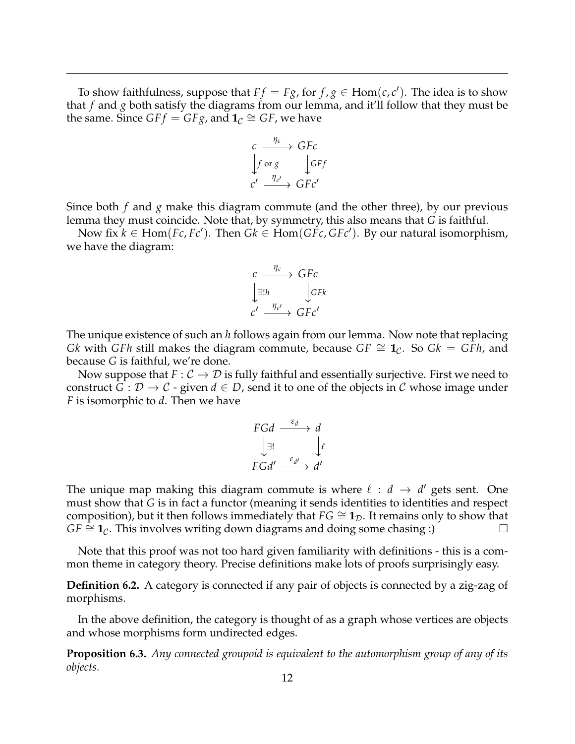To show faithfulness, suppose that $Ff = Fg$, for $f, g \in \text{Hom}(c, c')$. The idea is to show that $f$ and $g$ both satisfy the diagrams from our lemma, and it'll follow that they must be the same. Since $GFf = GFg$, and $\mathbf{1}_{\mathcal{C}} \cong GF$, we have

$$\begin{array}{ccc} c & \xrightarrow{\eta_c} & GFc \\ \big\downarrow {\scriptstyle f \text{ or } g} & & \big\downarrow {\scriptstyle GFf} \\ c' & \xrightarrow{\eta_{c'}} & GFc' \end{array}$$

Since both $f$ and $g$ make this diagram commute (and the other three), by our previous lemma they must coincide. Note that, by symmetry, this also means that $G$ is faithful.

Now fix $k \in \text{Hom}(Fc, Fc')$. Then $Gk \in \text{Hom}(GFc, GFc')$. By our natural isomorphism, we have the diagram:

$$\begin{array}{ccc} c & \xrightarrow{\eta_c} & GFc \\ \big\downarrow {\scriptstyle \exists! h} & & \big\downarrow {\scriptstyle GFk} \\ c' & \xrightarrow{\eta_{c'}} & GFc' \end{array}$$

The unique existence of such an $h$ follows again from our lemma. Now note that replacing $Gk$ with $GFh$ still makes the diagram commute, because $GF \cong \mathbf{1}_{\mathcal{C}}$. So $Gk = GFh$, and because $G$ is faithful, we're done.

Now suppose that $F : \mathcal{C} \to \mathcal{D}$ is fully faithful and essentially surjective. First we need to construct $G : \mathcal{D} \to \mathcal{C}$ - given $d \in D$, send it to one of the objects in $\mathcal{C}$ whose image under $F$ is isomorphic to $d$. Then we have

$$\begin{array}{ccc} FGd & \xrightarrow{\varepsilon_d} & d \\ \big\downarrow {\scriptstyle \exists!} & & \big\downarrow {\scriptstyle \ell} \\ FGd' & \xrightarrow{\varepsilon_{d'}} & d' \end{array}$$

The unique map making this diagram commute is where $\ell : d \to d'$ gets sent. One must show that $G$ is in fact a functor (meaning it sends identities to identities and respect composition), but it then follows immediately that $FG \cong \mathbf{1}_{\mathcal{D}}$. It remains only to show that $GF \cong \mathbf{1}_{\mathcal{C}}$. This involves writing down diagrams and doing some chasing :) □

Note that this proof was not too hard given familiarity with definitions - this is a common theme in category theory. Precise definitions make lots of proofs surprisingly easy.

**Definition 6.2.** A category is <u>connected</u> if any pair of objects is connected by a zig-zag of morphisms.

In the above definition, the category is thought of as a graph whose vertices are objects and whose morphisms form undirected edges.

**Proposition 6.3.** *Any connected groupoid is equivalent to the automorphism group of any of its objects.*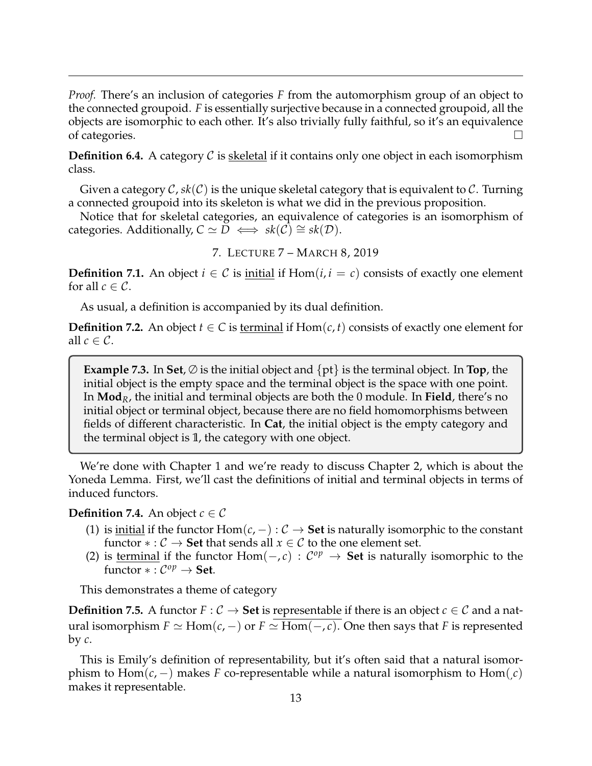*Proof.* There's an inclusion of categories $F$ from the automorphism group of an object to the connected groupoid. $F$ is essentially surjective because in a connected groupoid, all the objects are isomorphic to each other. It's also trivially fully faithful, so it's an equivalence of categories. □

**Definition 6.4.** A category $\mathcal{C}$ is skeletal if it contains only one object in each isomorphism class.

Given a category $\mathcal{C}$, $sk(\mathcal{C})$ is the unique skeletal category that is equivalent to $\mathcal{C}$. Turning a connected groupoid into its skeleton is what we did in the previous proposition.

Notice that for skeletal categories, an equivalence of categories is an isomorphism of categories. Additionally, $C \simeq D \iff sk(\mathcal{C}) \cong sk(\mathcal{D})$.

## 7. Lecture 7 – March 8, 2019

**Definition 7.1.** An object $i \in \mathcal{C}$ is initial if $\operatorname{Hom}(i, i = c)$ consists of exactly one element for all $c \in \mathcal{C}$.

As usual, a definition is accompanied by its dual definition.

**Definition 7.2.** An object $t \in C$ is terminal if $\operatorname{Hom}(c, t)$ consists of exactly one element for all $c \in \mathcal{C}$.

**Example 7.3.** In **Set**, $\varnothing$ is the initial object and $\{\text{pt}\}$ is the terminal object. In **Top**, the initial object is the empty space and the terminal object is the space with one point. In $\mathbf{Mod}_R$, the initial and terminal objects are both the 0 module. In **Field**, there's no initial object or terminal object, because there are no field homomorphisms between fields of different characteristic. In **Cat**, the initial object is the empty category and the terminal object is $\mathbb{1}$, the category with one object.

We're done with Chapter 1 and we're ready to discuss Chapter 2, which is about the Yoneda Lemma. First, we'll cast the definitions of initial and terminal objects in terms of induced functors.

**Definition 7.4.** An object $c \in \mathcal{C}$

1. is initial if the functor $\operatorname{Hom}(c, -) : \mathcal{C} \to \mathbf{Set}$ is naturally isomorphic to the constant functor $* : \mathcal{C} \to \mathbf{Set}$ that sends all $x \in \mathcal{C}$ to the one element set.
2. is terminal if the functor $\operatorname{Hom}(-, c) : \mathcal{C}^{op} \to \mathbf{Set}$ is naturally isomorphic to the functor $* : \mathcal{C}^{op} \to \mathbf{Set}$.

This demonstrates a theme of category

**Definition 7.5.** A functor $F : \mathcal{C} \to \mathbf{Set}$ is representable if there is an object $c \in \mathcal{C}$ and a natural isomorphism $F \simeq \operatorname{Hom}(c, -)$ or $F \simeq \overline{\operatorname{Hom}(-, c)}$. One then says that $F$ is represented by $c$.

This is Emily's definition of representability, but it's often said that a natural isomorphism to $\operatorname{Hom}(c, -)$ makes $F$ co-representable while a natural isomorphism to $\operatorname{Hom}(,c)$ makes it representable.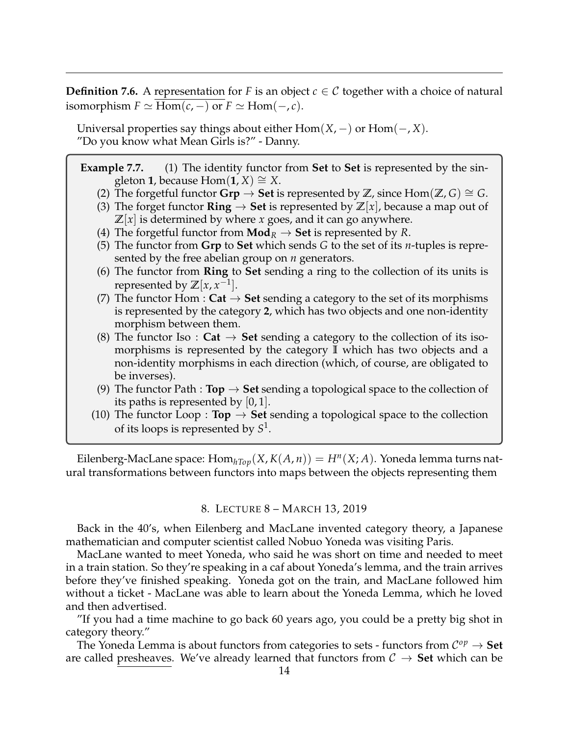**Definition 7.6.** A representation for $F$ is an object $c \in \mathcal{C}$ together with a choice of natural isomorphism $F \simeq \text{Hom}(c, -)$ or $F \simeq \text{Hom}(-, c)$.

Universal properties say things about either $\text{Hom}(X, -)$ or $\text{Hom}(-, X)$.
"Do you know what Mean Girls is?" - Danny.

**Example 7.7.**
(1) The identity functor from **Set** to **Set** is represented by the singleton **1**, because $\text{Hom}(\mathbf{1}, X) \cong X$.
(2) The forgetful functor $\mathbf{Grp} \to \mathbf{Set}$ is represented by $\mathbb{Z}$, since $\text{Hom}(\mathbb{Z}, G) \cong G$.
(3) The forget functor $\mathbf{Ring} \to \mathbf{Set}$ is represented by $\mathbb{Z}[x]$, because a map out of $\mathbb{Z}[x]$ is determined by where $x$ goes, and it can go anywhere.
(4) The forgetful functor from $\mathbf{Mod}_R \to \mathbf{Set}$ is represented by $R$.
(5) The functor from **Grp** to **Set** which sends $G$ to the set of its $n$-tuples is represented by the free abelian group on $n$ generators.
(6) The functor from **Ring** to **Set** sending a ring to the collection of its units is represented by $\mathbb{Z}[x, x^{-1}]$.
(7) The functor $\text{Hom} : \mathbf{Cat} \to \mathbf{Set}$ sending a category to the set of its morphisms is represented by the category **2**, which has two objects and one non-identity morphism between them.
(8) The functor $\text{Iso} : \mathbf{Cat} \to \mathbf{Set}$ sending a category to the collection of its isomorphisms is represented by the category $\mathbb{I}$ which has two objects and a non-identity morphisms in each direction (which, of course, are obligated to be inverses).
(9) The functor $\text{Path} : \mathbf{Top} \to \mathbf{Set}$ sending a topological space to the collection of its paths is represented by $[0, 1]$.
(10) The functor $\text{Loop} : \mathbf{Top} \to \mathbf{Set}$ sending a topological space to the collection of its loops is represented by $S^1$.

Eilenberg-MacLane space: $\text{Hom}_{hTop}(X, K(A, n)) = H^n(X; A)$. Yoneda lemma turns natural transformations between functors into maps between the objects representing them

## 8. Lecture 8 – March 13, 2019

Back in the 40's, when Eilenberg and MacLane invented category theory, a Japanese mathematician and computer scientist called Nobuo Yoneda was visiting Paris.

MacLane wanted to meet Yoneda, who said he was short on time and needed to meet in a train station. So they're speaking in a caf about Yoneda's lemma, and the train arrives before they've finished speaking. Yoneda got on the train, and MacLane followed him without a ticket - MacLane was able to learn about the Yoneda Lemma, which he loved and then advertised.

"If you had a time machine to go back 60 years ago, you could be a pretty big shot in category theory."

The Yoneda Lemma is about functors from categories to sets - functors from $\mathcal{C}^{op} \to \mathbf{Set}$ are called presheaves. We've already learned that functors from $\mathcal{C} \to \mathbf{Set}$ which can be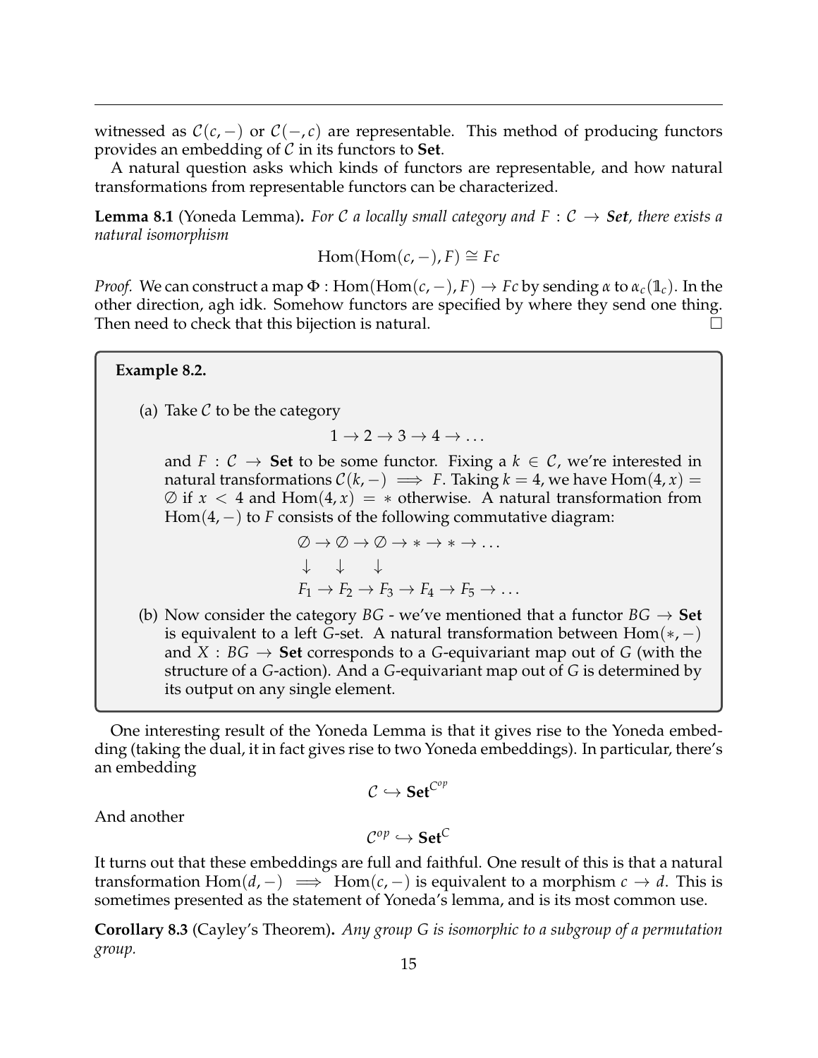witnessed as $\mathcal{C}(c, -)$ or $\mathcal{C}(-, c)$ are representable. This method of producing functors provides an embedding of $\mathcal{C}$ in its functors to **Set**.

A natural question asks which kinds of functors are representable, and how natural transformations from representable functors can be characterized.

**Lemma 8.1** (Yoneda Lemma)**.** *For $\mathcal{C}$ a locally small category and $F : \mathcal{C} \to$ **Set**, there exists a natural isomorphism*

$$\mathrm{Hom}(\mathrm{Hom}(c, -), F) \cong Fc$$

*Proof.* We can construct a map $\Phi : \mathrm{Hom}(\mathrm{Hom}(c, -), F) \to Fc$ by sending $\alpha$ to $\alpha_c(\mathbb{1}_c)$. In the other direction, agh idk. Somehow functors are specified by where they send one thing. Then need to check that this bijection is natural. □

**Example 8.2.**

(a) Take $\mathcal{C}$ to be the category

$$1 \to 2 \to 3 \to 4 \to \dots$$

and $F : \mathcal{C} \to$ **Set** to be some functor. Fixing a $k \in \mathcal{C}$, we're interested in natural transformations $\mathcal{C}(k, -) \implies F$. Taking $k = 4$, we have $\mathrm{Hom}(4, x) = \varnothing$ if $x < 4$ and $\mathrm{Hom}(4, x) = *$ otherwise. A natural transformation from $\mathrm{Hom}(4, -)$ to $F$ consists of the following commutative diagram:

$$\begin{array}{l} \varnothing \to \varnothing \to \varnothing \to * \to * \to \dots \\ \downarrow \quad\; \downarrow \quad\; \downarrow \\ F_1 \to F_2 \to F_3 \to F_4 \to F_5 \to \dots \end{array}$$

(b) Now consider the category $BG$ - we've mentioned that a functor $BG \to$ **Set** is equivalent to a left $G$-set. A natural transformation between $\mathrm{Hom}(*, -)$ and $X : BG \to$ **Set** corresponds to a $G$-equivariant map out of $G$ (with the structure of a $G$-action). And a $G$-equivariant map out of $G$ is determined by its output on any single element.

One interesting result of the Yoneda Lemma is that it gives rise to the Yoneda embedding (taking the dual, it in fact gives rise to two Yoneda embeddings). In particular, there's an embedding

$$\mathcal{C} \hookrightarrow \mathbf{Set}^{\mathcal{C}^{op}}$$

And another

$$\mathcal{C}^{op} \hookrightarrow \mathbf{Set}^{C}$$

It turns out that these embeddings are full and faithful. One result of this is that a natural transformation $\mathrm{Hom}(d, -) \implies \mathrm{Hom}(c, -)$ is equivalent to a morphism $c \to d$. This is sometimes presented as the statement of Yoneda's lemma, and is its most common use.

**Corollary 8.3** (Cayley's Theorem)**.** *Any group $G$ is isomorphic to a subgroup of a permutation group.*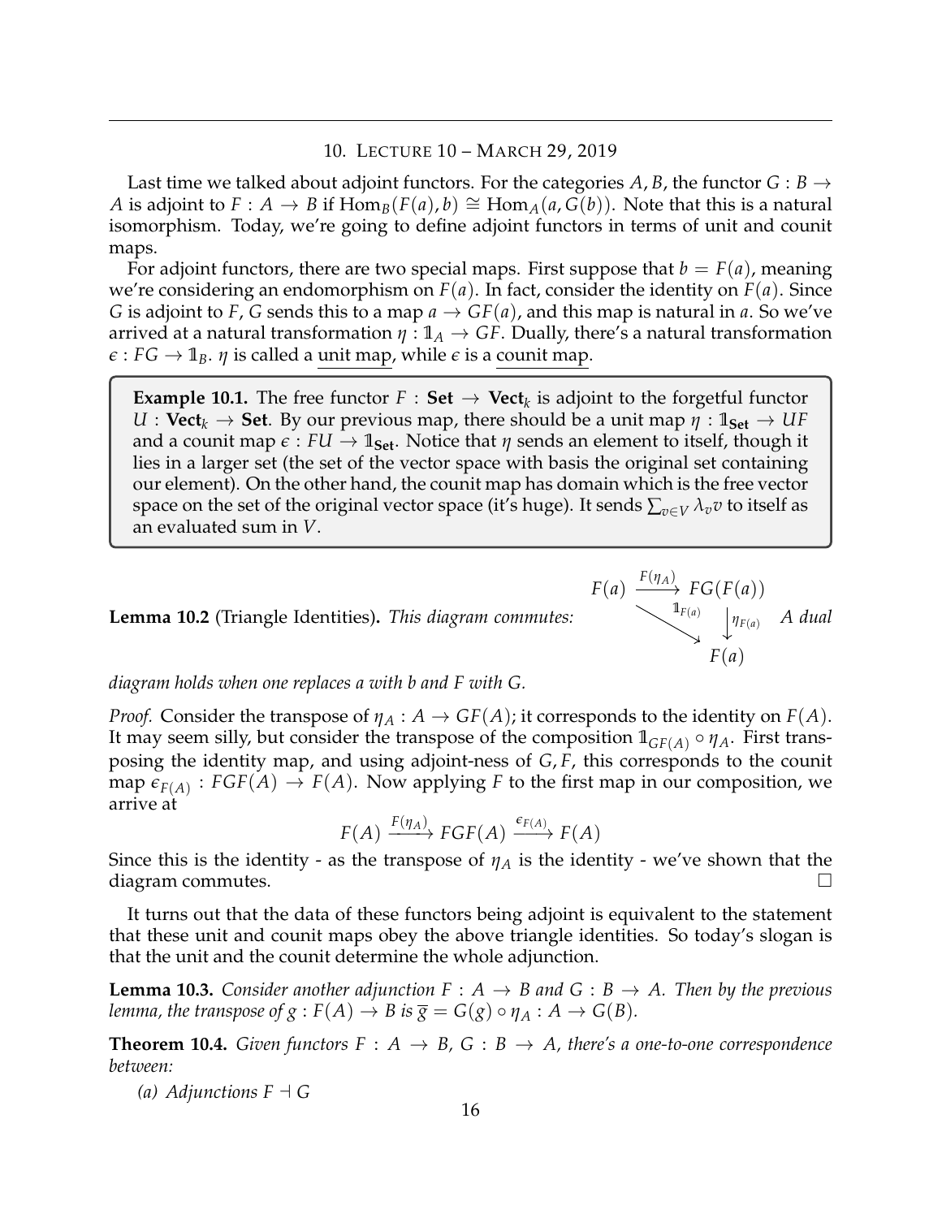## 10. Lecture 10 – March 29, 2019

Last time we talked about adjoint functors. For the categories $A, B$, the functor $G : B \to A$ is adjoint to $F : A \to B$ if $\mathrm{Hom}_B(F(a), b) \cong \mathrm{Hom}_A(a, G(b))$. Note that this is a natural isomorphism. Today, we're going to define adjoint functors in terms of unit and counit maps.

For adjoint functors, there are two special maps. First suppose that $b = F(a)$, meaning we're considering an endomorphism on $F(a)$. In fact, consider the identity on $F(a)$. Since $G$ is adjoint to $F$, $G$ sends this to a map $a \to GF(a)$, and this map is natural in $a$. So we've arrived at a natural transformation $\eta : \mathbb{1}_A \to GF$. Dually, there's a natural transformation $\epsilon : FG \to \mathbb{1}_B$. $\eta$ is called a unit map, while $\epsilon$ is a counit map.

> **Example 10.1.** The free functor $F : \mathbf{Set} \to \mathbf{Vect}_k$ is adjoint to the forgetful functor $U : \mathbf{Vect}_k \to \mathbf{Set}$. By our previous map, there should be a unit map $\eta : \mathbb{1}_{\mathbf{Set}} \to UF$ and a counit map $\epsilon : FU \to \mathbb{1}_{\mathbf{Set}}$. Notice that $\eta$ sends an element to itself, though it lies in a larger set (the set of the vector space with basis the original set containing our element). On the other hand, the counit map has domain which is the free vector space on the set of the original vector space (it's huge). It sends $\sum_{v \in V} \lambda_v v$ to itself as an evaluated sum in $V$.

**Lemma 10.2** (Triangle Identities)**.** *This diagram commutes:*

$$\begin{array}{ccc} F(a) & \xrightarrow{F(\eta_A)} & FG(F(a)) \\ & \searrow^{\mathbb{1}_{F(a)}} & \downarrow \eta_{F(a)} \\ & & F(a) \end{array}$$

*A dual diagram holds when one replaces a with b and F with G.*

*Proof.* Consider the transpose of $\eta_A : A \to GF(A)$; it corresponds to the identity on $F(A)$. It may seem silly, but consider the transpose of the composition $\mathbb{1}_{GF(A)} \circ \eta_A$. First transposing the identity map, and using adjoint-ness of $G, F$, this corresponds to the counit map $\epsilon_{F(A)} : FGF(A) \to F(A)$. Now applying $F$ to the first map in our composition, we arrive at

$$F(A) \xrightarrow{F(\eta_A)} FGF(A) \xrightarrow{\epsilon_{F(A)}} F(A)$$

Since this is the identity - as the transpose of $\eta_A$ is the identity - we've shown that the diagram commutes. $\square$

It turns out that the data of these functors being adjoint is equivalent to the statement that these unit and counit maps obey the above triangle identities. So today's slogan is that the unit and the counit determine the whole adjunction.

**Lemma 10.3.** *Consider another adjunction $F : A \to B$ and $G : B \to A$. Then by the previous lemma, the transpose of $g : F(A) \to B$ is $\overline{g} = G(g) \circ \eta_A : A \to G(B)$.*

**Theorem 10.4.** *Given functors $F : A \to B$, $G : B \to A$, there's a one-to-one correspondence between:*

*(a) Adjunctions $F \dashv G$*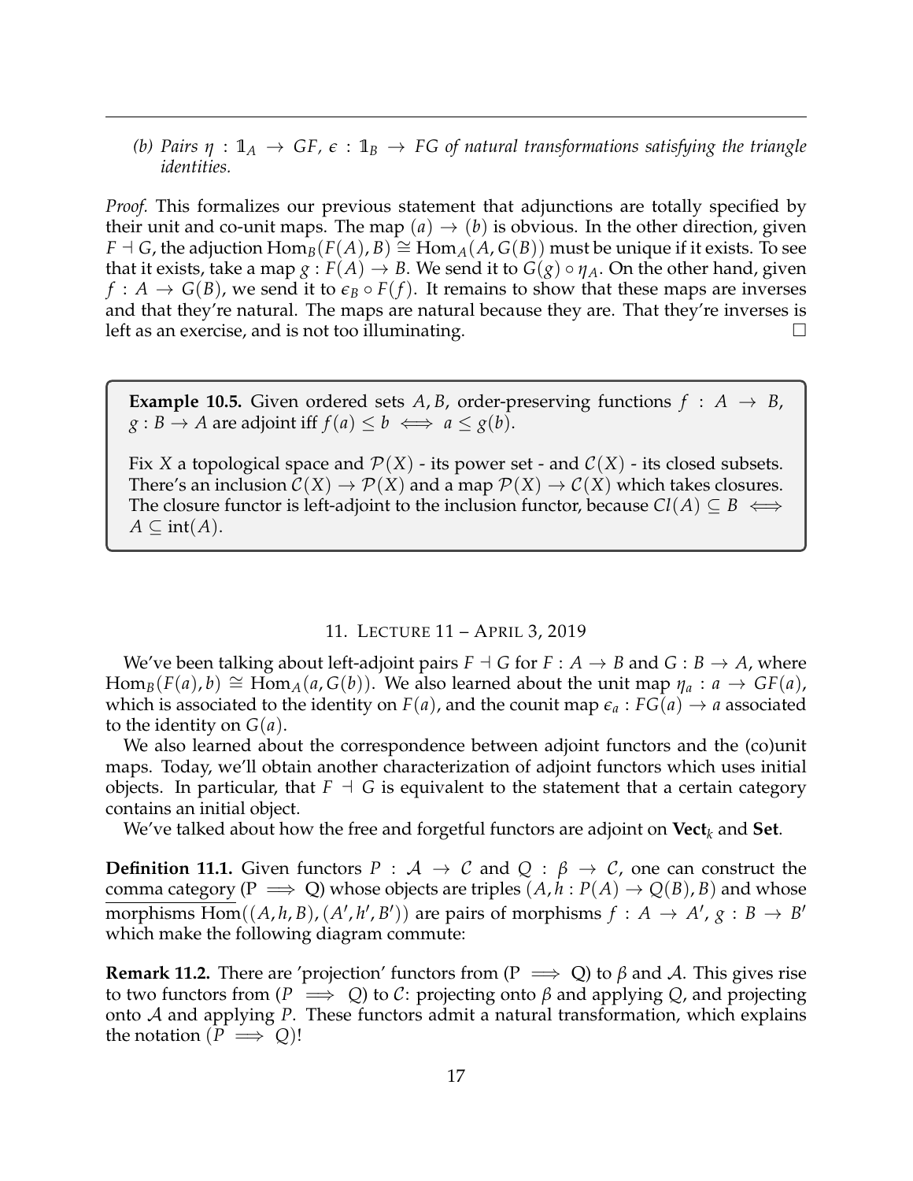*(b) Pairs $\eta : \mathbb{1}_A \to GF$, $\epsilon : \mathbb{1}_B \to FG$ of natural transformations satisfying the triangle identities.*

*Proof.* This formalizes our previous statement that adjunctions are totally specified by their unit and co-unit maps. The map $(a) \to (b)$ is obvious. In the other direction, given $F \dashv G$, the adjuction $\text{Hom}_B(F(A), B) \cong \text{Hom}_A(A, G(B))$ must be unique if it exists. To see that it exists, take a map $g : F(A) \to B$. We send it to $G(g) \circ \eta_A$. On the other hand, given $f : A \to G(B)$, we send it to $\epsilon_B \circ F(f)$. It remains to show that these maps are inverses and that they're natural. The maps are natural because they are. That they're inverses is left as an exercise, and is not too illuminating. □

**Example 10.5.** Given ordered sets $A, B$, order-preserving functions $f : A \to B$, $g : B \to A$ are adjoint iff $f(a) \leq b \iff a \leq g(b)$.

Fix $X$ a topological space and $\mathcal{P}(X)$ - its power set - and $\mathcal{C}(X)$ - its closed subsets. There's an inclusion $\mathcal{C}(X) \to \mathcal{P}(X)$ and a map $\mathcal{P}(X) \to \mathcal{C}(X)$ which takes closures. The closure functor is left-adjoint to the inclusion functor, because $Cl(A) \subseteq B \iff A \subseteq \text{int}(A)$.

## 11. Lecture 11 – April 3, 2019

We've been talking about left-adjoint pairs $F \dashv G$ for $F : A \to B$ and $G : B \to A$, where $\text{Hom}_B(F(a), b) \cong \text{Hom}_A(a, G(b))$. We also learned about the unit map $\eta_a : a \to GF(a)$, which is associated to the identity on $F(a)$, and the counit map $\epsilon_a : FG(a) \to a$ associated to the identity on $G(a)$.

We also learned about the correspondence between adjoint functors and the (co)unit maps. Today, we'll obtain another characterization of adjoint functors which uses initial objects. In particular, that $F \dashv G$ is equivalent to the statement that a certain category contains an initial object.

We've talked about how the free and forgetful functors are adjoint on $\textbf{Vect}_k$ and $\textbf{Set}$.

**Definition 11.1.** Given functors $P : \mathcal{A} \to \mathcal{C}$ and $Q : \beta \to \mathcal{C}$, one can construct the comma category ($P \implies Q$) whose objects are triples $(A, h : P(A) \to Q(B), B)$ and whose morphisms $\text{Hom}((A, h, B), (A', h', B'))$ are pairs of morphisms $f : A \to A'$, $g : B \to B'$ which make the following diagram commute:

**Remark 11.2.** There are 'projection' functors from ($P \implies Q$) to $\beta$ and $\mathcal{A}$. This gives rise to two functors from ($P \implies Q$) to $\mathcal{C}$: projecting onto $\beta$ and applying $Q$, and projecting onto $\mathcal{A}$ and applying $P$. These functors admit a natural transformation, which explains the notation ($P \implies Q$)!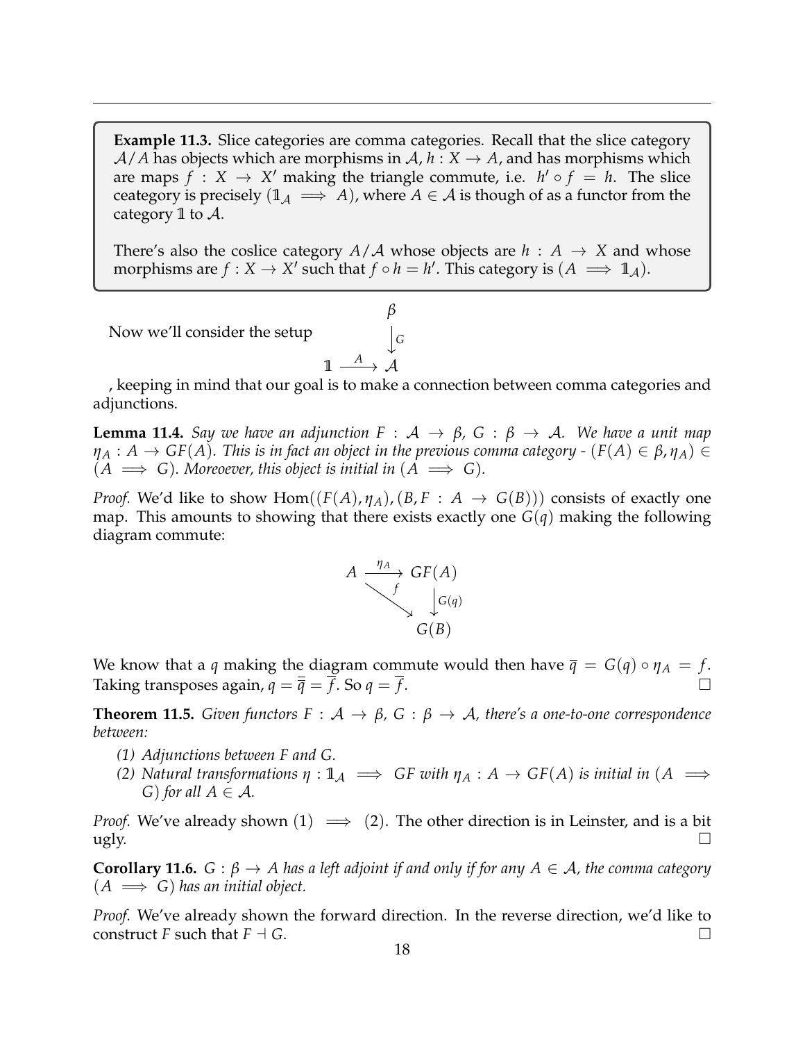**Example 11.3.** Slice categories are comma categories. Recall that the slice category $\mathcal{A}/A$ has objects which are morphisms in $\mathcal{A}$, $h : X \to A$, and has morphisms which are maps $f : X \to X'$ making the triangle commute, i.e. $h' \circ f = h$. The slice ceategory is precisely $(\mathbb{1}_\mathcal{A} \implies A)$, where $A \in \mathcal{A}$ is though of as a functor from the category $\mathbb{1}$ to $\mathcal{A}$.

There's also the coslice category $A/\mathcal{A}$ whose objects are $h : A \to X$ and whose morphisms are $f : X \to X'$ such that $f \circ h = h'$. This category is $(A \implies \mathbb{1}_\mathcal{A})$.

Now we'll consider the setup

$$\begin{array}{ccc} & & \beta \\ & & \downarrow G \\ \mathbb{1} & \xrightarrow{A} & \mathcal{A} \end{array}$$

, keeping in mind that our goal is to make a connection between comma categories and adjunctions.

**Lemma 11.4.** *Say we have an adjunction $F : \mathcal{A} \to \beta$, $G : \beta \to \mathcal{A}$. We have a unit map $\eta_A : A \to GF(A)$. This is in fact an object in the previous comma category - $(F(A) \in \beta, \eta_A) \in (A \implies G)$. Moreoever, this object is initial in $(A \implies G)$.*

*Proof.* We'd like to show $\text{Hom}((F(A), \eta_A), (B, F : A \to G(B)))$ consists of exactly one map. This amounts to showing that there exists exactly one $G(q)$ making the following diagram commute:

$$\begin{array}{ccc} A & \xrightarrow{\eta_A} & GF(A) \\ & \searrow^{f} & \downarrow G(q) \\ & & G(B) \end{array}$$

We know that a $q$ making the diagram commute would then have $\overline{q} = G(q) \circ \eta_A = f$. Taking transposes again, $q = \overline{\overline{q}} = \overline{f}$. So $q = \overline{f}$. $\square$

**Theorem 11.5.** *Given functors $F : \mathcal{A} \to \beta$, $G : \beta \to \mathcal{A}$, there's a one-to-one correspondence between:*

*(1) Adjunctions between $F$ and $G$.*
*(2) Natural transformations $\eta : \mathbb{1}_\mathcal{A} \implies GF$ with $\eta_A : A \to GF(A)$ is initial in $(A \implies G)$ for all $A \in \mathcal{A}$.*

*Proof.* We've already shown $(1) \implies (2)$. The other direction is in Leinster, and is a bit ugly. $\square$

**Corollary 11.6.** *$G : \beta \to A$ has a left adjoint if and only if for any $A \in \mathcal{A}$, the comma category $(A \implies G)$ has an initial object.*

*Proof.* We've already shown the forward direction. In the reverse direction, we'd like to construct $F$ such that $F \dashv G$. $\square$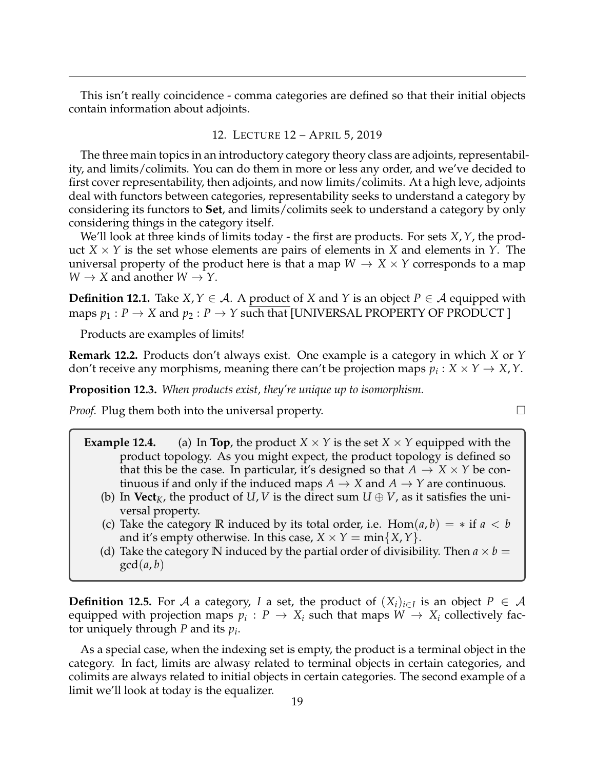This isn't really coincidence - comma categories are defined so that their initial objects contain information about adjoints.

## 12. Lecture 12 – April 5, 2019

The three main topics in an introductory category theory class are adjoints, representability, and limits/colimits. You can do them in more or less any order, and we've decided to first cover representability, then adjoints, and now limits/colimits. At a high leve, adjoints deal with functors between categories, representability seeks to understand a category by considering its functors to **Set**, and limits/colimits seek to understand a category by only considering things in the category itself.

We'll look at three kinds of limits today - the first are products. For sets $X, Y$, the product $X \times Y$ is the set whose elements are pairs of elements in $X$ and elements in $Y$. The universal property of the product here is that a map $W \to X \times Y$ corresponds to a map $W \to X$ and another $W \to Y$.

**Definition 12.1.** Take $X, Y \in \mathcal{A}$. A product of $X$ and $Y$ is an object $P \in \mathcal{A}$ equipped with maps $p_1 : P \to X$ and $p_2 : P \to Y$ such that [UNIVERSAL PROPERTY OF PRODUCT ]

Products are examples of limits!

**Remark 12.2.** Products don't always exist. One example is a category in which $X$ or $Y$ don't receive any morphisms, meaning there can't be projection maps $p_i : X \times Y \to X, Y$.

**Proposition 12.3.** *When products exist, they're unique up to isomorphism.*

*Proof.* Plug them both into the universal property. $\square$

**Example 12.4.**
(a) In **Top**, the product $X \times Y$ is the set $X \times Y$ equipped with the product topology. As you might expect, the product topology is defined so that this be the case. In particular, it's designed so that $A \to X \times Y$ be continuous if and only if the induced maps $A \to X$ and $A \to Y$ are continuous.
(b) In $\mathbf{Vect}_K$, the product of $U, V$ is the direct sum $U \oplus V$, as it satisfies the universal property.
(c) Take the category $\mathbb{R}$ induced by its total order, i.e. $\mathrm{Hom}(a, b) = *$ if $a < b$ and it's empty otherwise. In this case, $X \times Y = \min\{X, Y\}$.
(d) Take the category $\mathbb{N}$ induced by the partial order of divisibility. Then $a \times b = \gcd(a, b)$

**Definition 12.5.** For $\mathcal{A}$ a category, $I$ a set, the product of $(X_i)_{i \in I}$ is an object $P \in \mathcal{A}$ equipped with projection maps $p_i : P \to X_i$ such that maps $W \to X_i$ collectively factor uniquely through $P$ and its $p_i$.

As a special case, when the indexing set is empty, the product is a terminal object in the category. In fact, limits are alwasy related to terminal objects in certain categories, and colimits are always related to initial objects in certain categories. The second example of a limit we'll look at today is the equalizer.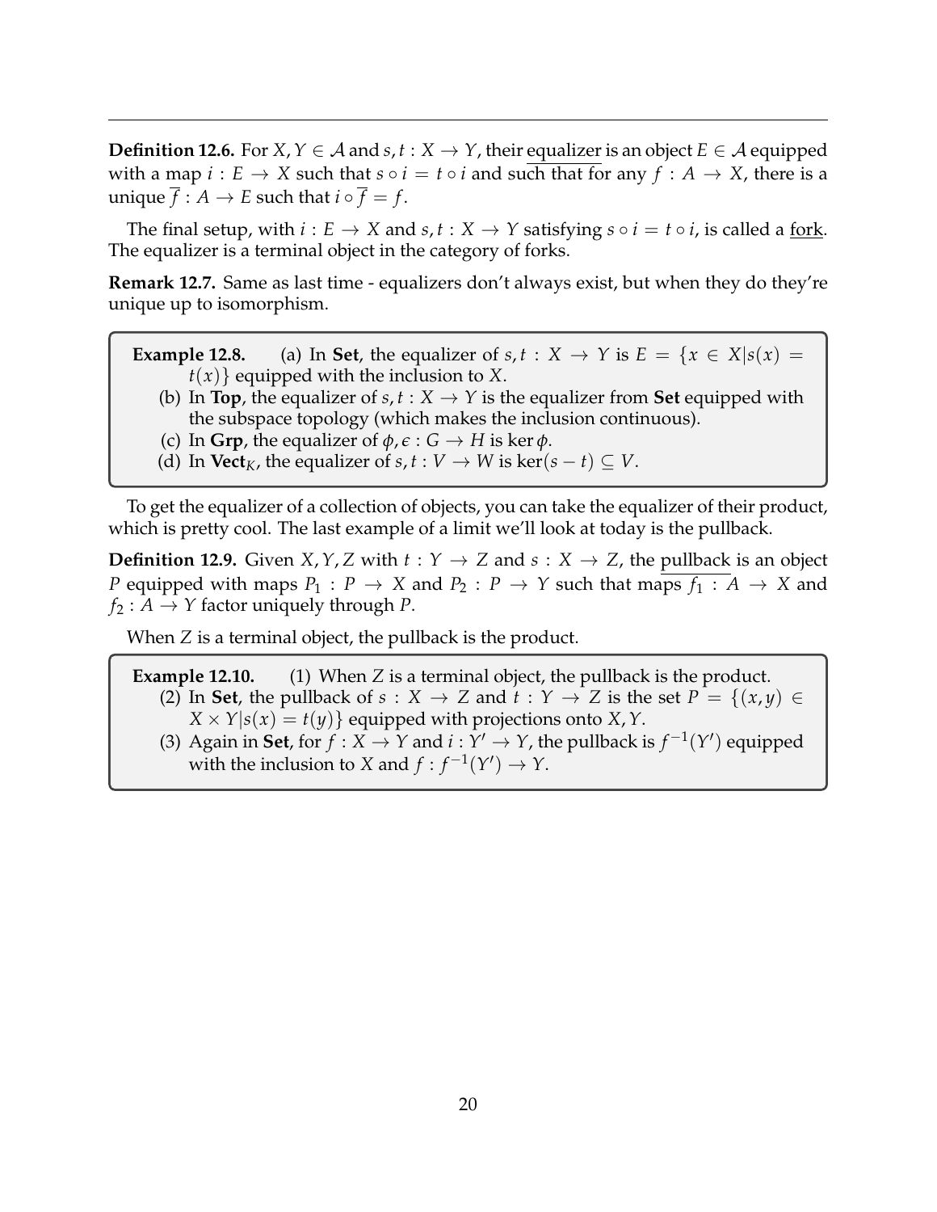**Definition 12.6.** For $X, Y \in \mathcal{A}$ and $s, t : X \to Y$, their equalizer is an object $E \in \mathcal{A}$ equipped with a map $i : E \to X$ such that $s \circ i = t \circ i$ and such that for any $f : A \to X$, there is a unique $\overline{f} : A \to E$ such that $i \circ \overline{f} = f$.

The final setup, with $i : E \to X$ and $s, t : X \to Y$ satisfying $s \circ i = t \circ i$, is called a fork. The equalizer is a terminal object in the category of forks.

**Remark 12.7.** Same as last time - equalizers don't always exist, but when they do they're unique up to isomorphism.

**Example 12.8.**
(a) In **Set**, the equalizer of $s, t : X \to Y$ is $E = \{x \in X | s(x) = t(x)\}$ equipped with the inclusion to $X$.
(b) In **Top**, the equalizer of $s, t : X \to Y$ is the equalizer from **Set** equipped with the subspace topology (which makes the inclusion continuous).
(c) In **Grp**, the equalizer of $\phi, \epsilon : G \to H$ is $\ker \phi$.
(d) In $\mathbf{Vect}_K$, the equalizer of $s, t : V \to W$ is $\ker(s - t) \subseteq V$.

To get the equalizer of a collection of objects, you can take the equalizer of their product, which is pretty cool. The last example of a limit we'll look at today is the pullback.

**Definition 12.9.** Given $X, Y, Z$ with $t : Y \to Z$ and $s : X \to Z$, the pullback is an object $P$ equipped with maps $P_1 : P \to X$ and $P_2 : P \to Y$ such that maps $f_1 : A \to X$ and $f_2 : A \to Y$ factor uniquely through $P$.

When $Z$ is a terminal object, the pullback is the product.

**Example 12.10.**
(1) When $Z$ is a terminal object, the pullback is the product.
(2) In **Set**, the pullback of $s : X \to Z$ and $t : Y \to Z$ is the set $P = \{(x, y) \in X \times Y | s(x) = t(y)\}$ equipped with projections onto $X, Y$.
(3) Again in **Set**, for $f : X \to Y$ and $i : Y' \to Y$, the pullback is $f^{-1}(Y')$ equipped with the inclusion to $X$ and $f : f^{-1}(Y') \to Y$.